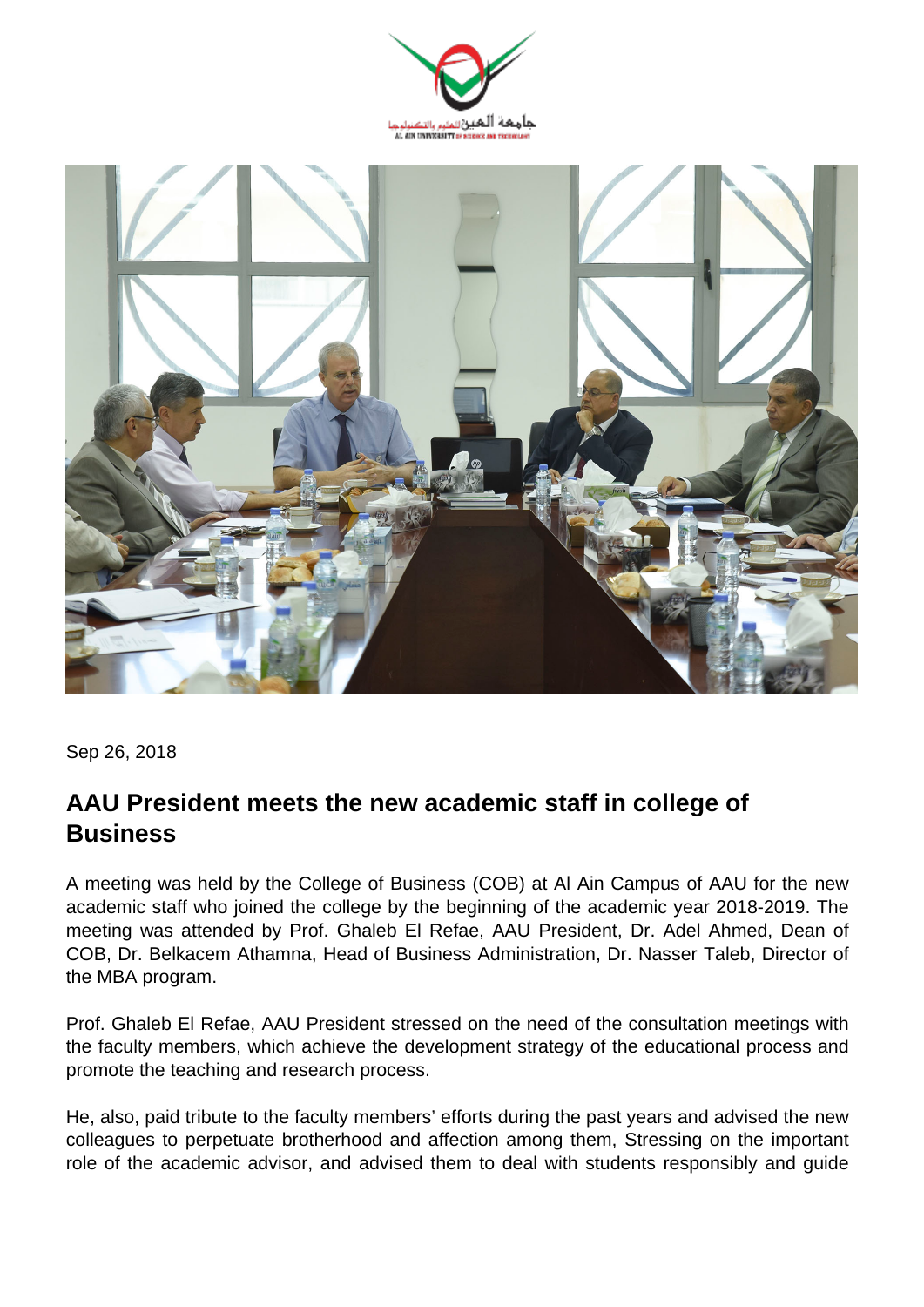Sep 26, 2018

## AAU President meets the new academic staff in college of Business

A meeting was held by the College of Business (COB) at Al Ain Campus of AAU for the new academic staff who joined the college by the beginning of the academic year 2018-2019. The meeting was attended by Prof. Ghaleb El Refae, AAU President, Dr. Adel Ahmed, Dean of COB, Dr. Belkacem Athamna, Head of Business Administration, Dr. Nasser Taleb, Director of the MBA program.

Prof. Ghaleb El Refae, AAU President stressed on the need of the consultation meetings with the faculty members, which achieve the development strategy of the educational process and promote the teaching and research process.

He, also, paid tribute to the faculty members' efforts during the past years and advised the new colleagues to perpetuate brotherhood and affection among them, Stressing on the important role of the academic advisor, and advised them to deal with students responsibly and guide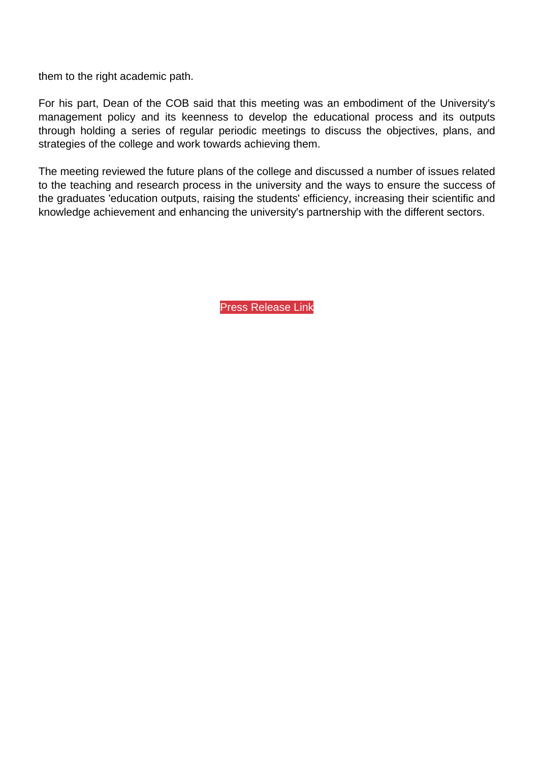them to the right academic path.

For his part, Dean of the COB said that this meeting was an embodiment of the University's management policy and its keenness to develop the educational process and its outputs through holding a series of regular periodic meetings to discuss the objectives, plans, and strategies of the college and work towards achieving them.

The meeting reviewed the future plans of the college and discussed a number of issues related to the teaching and research process in the university and the ways to ensure the success of the graduates 'education outputs, raising the students' efficiency, increasing their scientific and knowledge achievement and enhancing the university's partnership with the different sectors.

Press Release Link